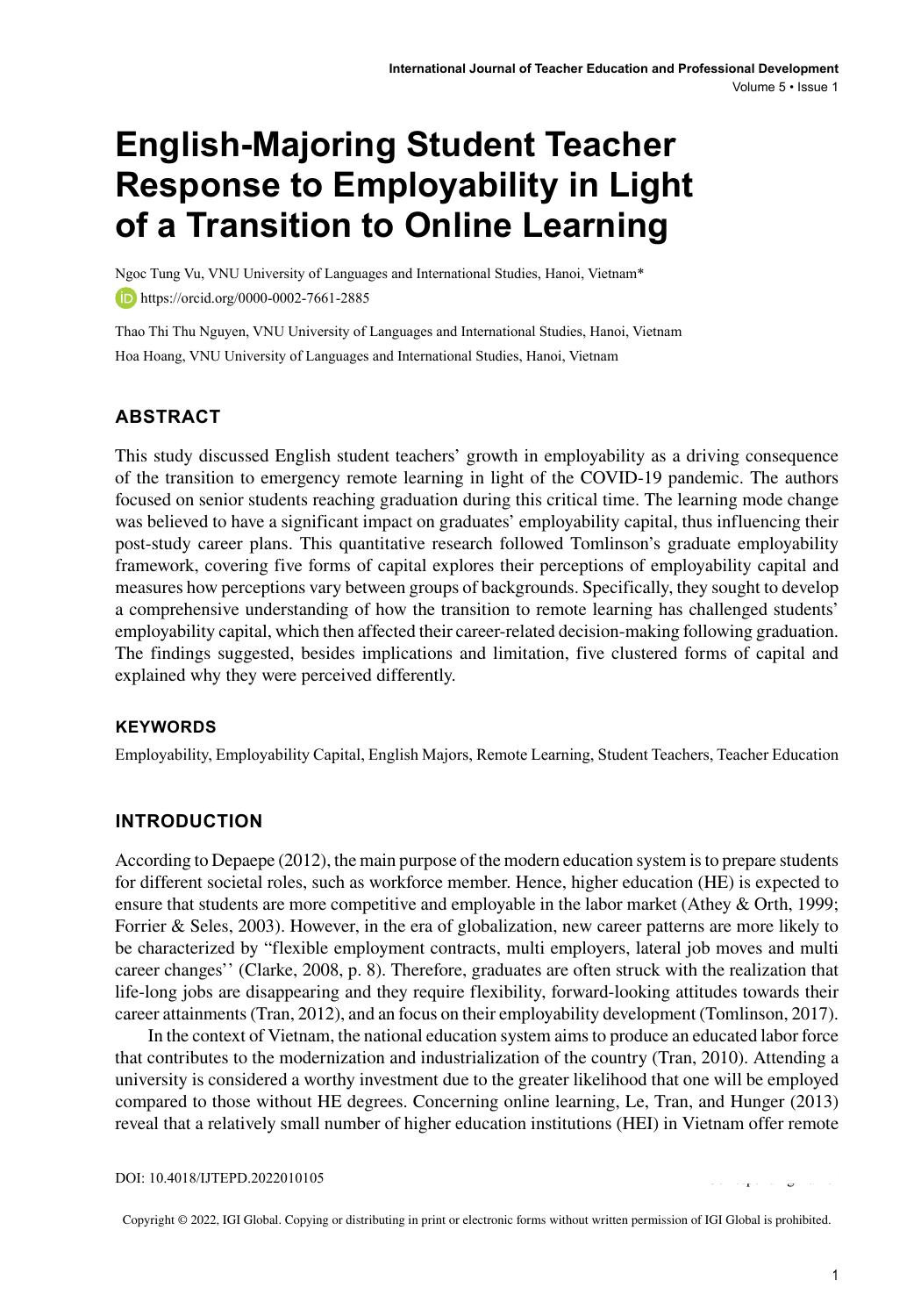# English-Majoring Student Teacher Response to Employability in Light of a Transition to Online Learning

Ngoc Tung Vu, VNU University of Languages and International Studies, Hanoi, Vietnam*

https://orcid.org/0000-0002-7661-2885

Thao Thi Thu Nguyen, VNU University of Languages and International Studies, Hanoi, Vietnam

Hoa Hoang, VNU University of Languages and International Studies, Hanoi, Vietnam

## ABSTRACT

This study discussed English student teachers' growth in employability as a driving consequence of the transition to emergency remote learning in light of the COVID-19 pandemic. The authors focused on senior students reaching graduation during this critical time. The learning mode change was believed to have a significant impact on graduates' employability capital, thus influencing their post-study career plans. This quantitative research followed Tomlinson's graduate employability framework, covering five forms of capital explores their perceptions of employability capital and measures how perceptions vary between groups of backgrounds. Specifically, they sought to develop a comprehensive understanding of how the transition to remote learning has challenged students' employability capital, which then affected their career-related decision-making following graduation. The findings suggested, besides implications and limitation, five clustered forms of capital and explained why they were perceived differently.

### KEYWORDS

Employability, Employability Capital, English Majors, Remote Learning, Student Teachers, Teacher Education

## INTRODUCTION

According to Depaepe (2012), the main purpose of the modern education system is to prepare students for different societal roles, such as workforce member. Hence, higher education (HE) is expected to ensure that students are more competitive and employable in the labor market (Athey & Orth, 1999; Forrier & Seles, 2003). However, in the era of globalization, new career patterns are more likely to be characterized by "flexible employment contracts, multi employers, lateral job moves and multi career changes'' (Clarke, 2008, p. 8). Therefore, graduates are often struck with the realization that life-long jobs are disappearing and they require flexibility, forward-looking attitudes towards their career attainments (Tran, 2012), and an focus on their employability development (Tomlinson, 2017).

In the context of Vietnam, the national education system aims to produce an educated labor force that contributes to the modernization and industrialization of the country (Tran, 2010). Attending a university is considered a worthy investment due to the greater likelihood that one will be employed compared to those without HE degrees. Concerning online learning, Le, Tran, and Hunger (2013) reveal that a relatively small number of higher education institutions (HEI) in Vietnam offer remote

DOI: 10.4018/IJTEPD.2022010105

Copyright © 2022, IGI Global. Copying or distributing in print or electronic forms without written permission of IGI Global is prohibited.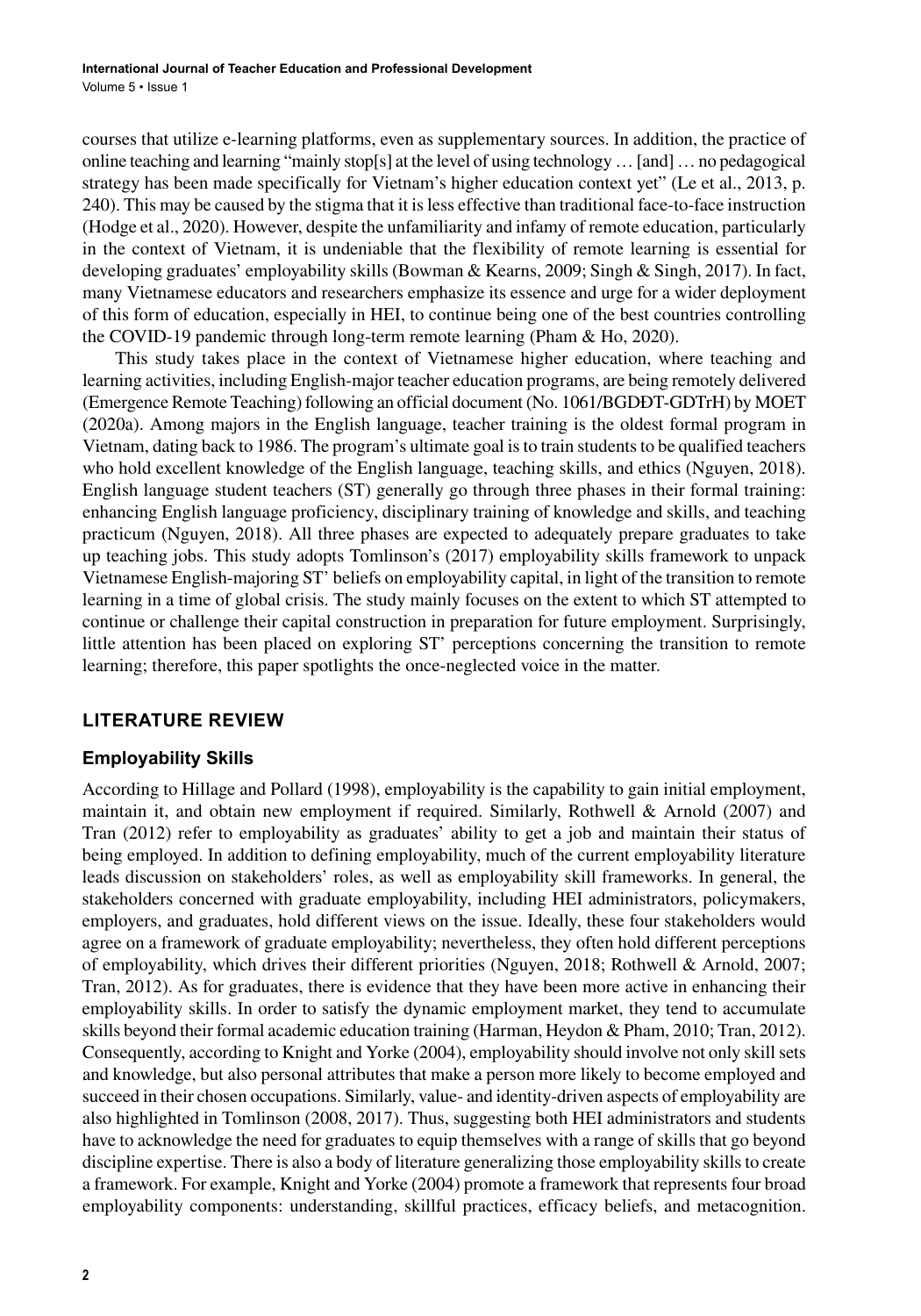courses that utilize e-learning platforms, even as supplementary sources. In addition, the practice of online teaching and learning "mainly stop[s] at the level of using technology … [and] … no pedagogical strategy has been made specifically for Vietnam's higher education context yet" (Le et al., 2013, p. 240). This may be caused by the stigma that it is less effective than traditional face-to-face instruction (Hodge et al., 2020). However, despite the unfamiliarity and infamy of remote education, particularly in the context of Vietnam, it is undeniable that the flexibility of remote learning is essential for developing graduates' employability skills (Bowman & Kearns, 2009; Singh & Singh, 2017). In fact, many Vietnamese educators and researchers emphasize its essence and urge for a wider deployment of this form of education, especially in HEI, to continue being one of the best countries controlling the COVID-19 pandemic through long-term remote learning (Pham & Ho, 2020).

This study takes place in the context of Vietnamese higher education, where teaching and learning activities, including English-major teacher education programs, are being remotely delivered (Emergence Remote Teaching) following an official document (No. 1061/BGDĐT-GDTrH) by MOET (2020a). Among majors in the English language, teacher training is the oldest formal program in Vietnam, dating back to 1986. The program's ultimate goal is to train students to be qualified teachers who hold excellent knowledge of the English language, teaching skills, and ethics (Nguyen, 2018). English language student teachers (ST) generally go through three phases in their formal training: enhancing English language proficiency, disciplinary training of knowledge and skills, and teaching practicum (Nguyen, 2018). All three phases are expected to adequately prepare graduates to take up teaching jobs. This study adopts Tomlinson's (2017) employability skills framework to unpack Vietnamese English-majoring ST' beliefs on employability capital, in light of the transition to remote learning in a time of global crisis. The study mainly focuses on the extent to which ST attempted to continue or challenge their capital construction in preparation for future employment. Surprisingly, little attention has been placed on exploring ST' perceptions concerning the transition to remote learning; therefore, this paper spotlights the once-neglected voice in the matter.

## LITERATURE REVIEW

### Employability Skills

According to Hillage and Pollard (1998), employability is the capability to gain initial employment, maintain it, and obtain new employment if required. Similarly, Rothwell & Arnold (2007) and Tran (2012) refer to employability as graduates' ability to get a job and maintain their status of being employed. In addition to defining employability, much of the current employability literature leads discussion on stakeholders' roles, as well as employability skill frameworks. In general, the stakeholders concerned with graduate employability, including HEI administrators, policymakers, employers, and graduates, hold different views on the issue. Ideally, these four stakeholders would agree on a framework of graduate employability; nevertheless, they often hold different perceptions of employability, which drives their different priorities (Nguyen, 2018; Rothwell & Arnold, 2007; Tran, 2012). As for graduates, there is evidence that they have been more active in enhancing their employability skills. In order to satisfy the dynamic employment market, they tend to accumulate skills beyond their formal academic education training (Harman, Heydon & Pham, 2010; Tran, 2012). Consequently, according to Knight and Yorke (2004), employability should involve not only skill sets and knowledge, but also personal attributes that make a person more likely to become employed and succeed in their chosen occupations. Similarly, value- and identity-driven aspects of employability are also highlighted in Tomlinson (2008, 2017). Thus, suggesting both HEI administrators and students have to acknowledge the need for graduates to equip themselves with a range of skills that go beyond discipline expertise. There is also a body of literature generalizing those employability skills to create a framework. For example, Knight and Yorke (2004) promote a framework that represents four broad employability components: understanding, skillful practices, efficacy beliefs, and metacognition.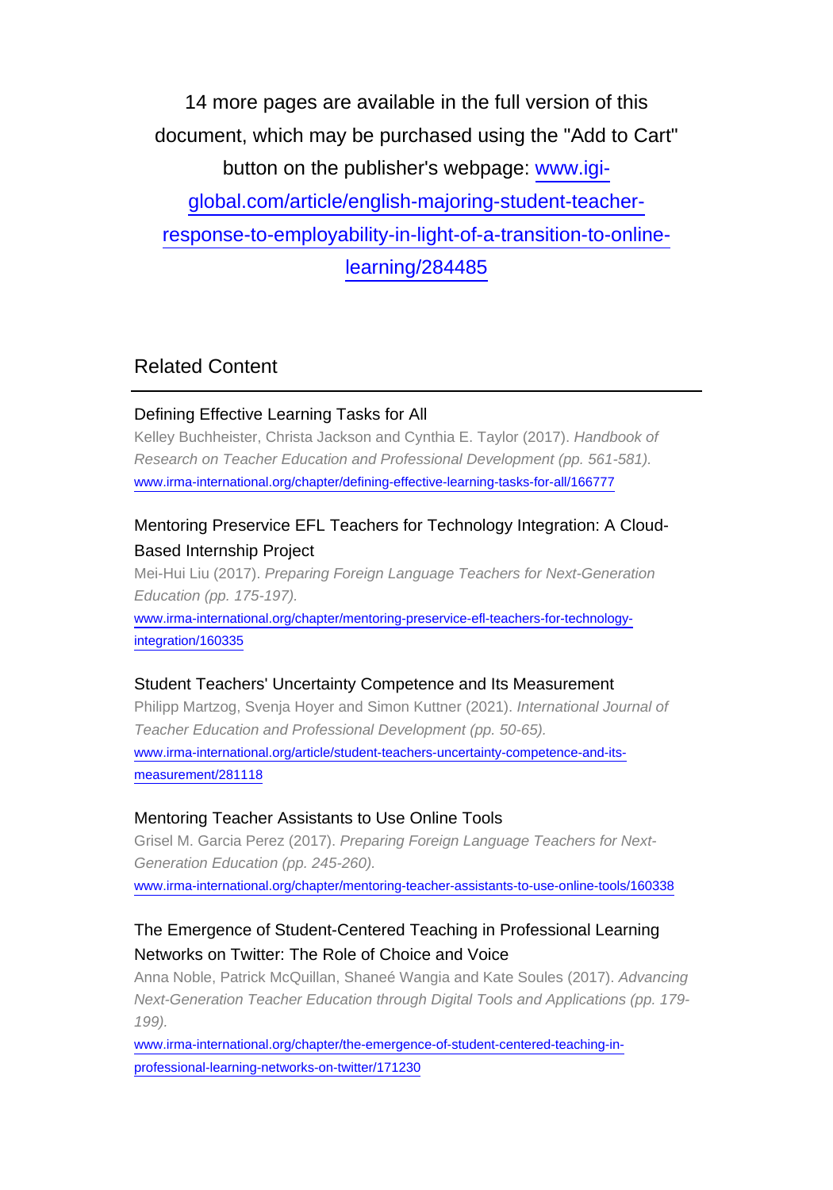14 more pages are available in the full version of this document, which may be purchased using the "Add to Cart" button on the publisher's webpage: [www.igi-global.com/article/english-majoring-student-teacher-response-to-employability-in-light-of-a-transition-to-online-learning/284485](www.igi-global.com/article/english-majoring-student-teacher-response-to-employability-in-light-of-a-transition-to-online-learning/284485)

## Related Content

### Defining Effective Learning Tasks for All

Kelley Buchheister, Christa Jackson and Cynthia E. Taylor (2017). *Handbook of Research on Teacher Education and Professional Development (pp. 561-581).*

[www.irma-international.org/chapter/defining-effective-learning-tasks-for-all/166777](www.irma-international.org/chapter/defining-effective-learning-tasks-for-all/166777)

### Mentoring Preservice EFL Teachers for Technology Integration: A Cloud-Based Internship Project

Mei-Hui Liu (2017). *Preparing Foreign Language Teachers for Next-Generation Education (pp. 175-197).*

[www.irma-international.org/chapter/mentoring-preservice-efl-teachers-for-technology-integration/160335](www.irma-international.org/chapter/mentoring-preservice-efl-teachers-for-technology-integration/160335)

### Student Teachers' Uncertainty Competence and Its Measurement

Philipp Martzog, Svenja Hoyer and Simon Kuttner (2021). *International Journal of Teacher Education and Professional Development (pp. 50-65).*

[www.irma-international.org/article/student-teachers-uncertainty-competence-and-its-measurement/281118](www.irma-international.org/article/student-teachers-uncertainty-competence-and-its-measurement/281118)

### Mentoring Teacher Assistants to Use Online Tools

Grisel M. Garcia Perez (2017). *Preparing Foreign Language Teachers for Next-Generation Education (pp. 245-260).*

[www.irma-international.org/chapter/mentoring-teacher-assistants-to-use-online-tools/160338](www.irma-international.org/chapter/mentoring-teacher-assistants-to-use-online-tools/160338)

### The Emergence of Student-Centered Teaching in Professional Learning Networks on Twitter: The Role of Choice and Voice

Anna Noble, Patrick McQuillan, Shaneé Wangia and Kate Soules (2017). *Advancing Next-Generation Teacher Education through Digital Tools and Applications (pp. 179-199).*

[www.irma-international.org/chapter/the-emergence-of-student-centered-teaching-in-professional-learning-networks-on-twitter/171230](www.irma-international.org/chapter/the-emergence-of-student-centered-teaching-in-professional-learning-networks-on-twitter/171230)